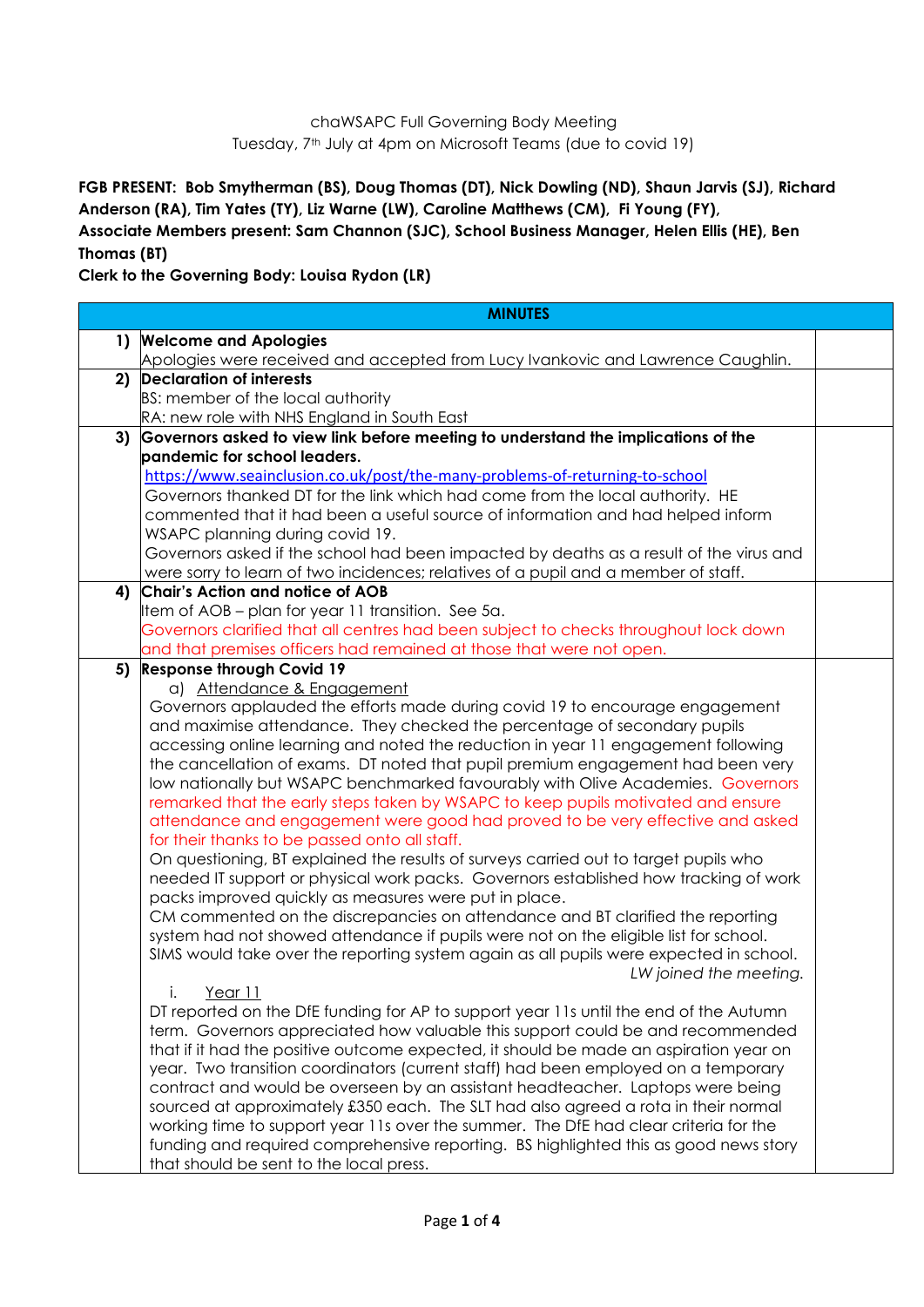chaWSAPC Full Governing Body Meeting
Tuesday, 7th July at 4pm on Microsoft Teams (due to covid 19)

**FGB PRESENT: Bob Smytherman (BS), Doug Thomas (DT), Nick Dowling (ND), Shaun Jarvis (SJ), Richard Anderson (RA), Tim Yates (TY), Liz Warne (LW), Caroline Matthews (CM), Fi Young (FY),**
**Associate Members present: Sam Channon (SJC), School Business Manager, Helen Ellis (HE), Ben Thomas (BT)**
**Clerk to the Governing Body: Louisa Rydon (LR)**

| | **MINUTES** | |
|---|---|---|
| **1)** | **Welcome and Apologies**<br>Apologies were received and accepted from Lucy Ivankovic and Lawrence Caughlin. | |
| **2)** | **Declaration of interests**<br>BS: member of the local authority<br>RA: new role with NHS England in South East | |
| **3)** | **Governors asked to view link before meeting to understand the implications of the pandemic for school leaders.**<br>https://www.seainclusion.co.uk/post/the-many-problems-of-returning-to-school<br>Governors thanked DT for the link which had come from the local authority. HE commented that it had been a useful source of information and had helped inform WSAPC planning during covid 19.<br>Governors asked if the school had been impacted by deaths as a result of the virus and were sorry to learn of two incidences; relatives of a pupil and a member of staff. | |
| **4)** | **Chair's Action and notice of AOB**<br>Item of AOB – plan for year 11 transition. See 5a.<br>Governors clarified that all centres had been subject to checks throughout lock down and that premises officers had remained at those that were not open. | |
| **5)** | **Response through Covid 19**<br>a) Attendance & Engagement<br>Governors applauded the efforts made during covid 19 to encourage engagement and maximise attendance. They checked the percentage of secondary pupils accessing online learning and noted the reduction in year 11 engagement following the cancellation of exams. DT noted that pupil premium engagement had been very low nationally but WSAPC benchmarked favourably with Olive Academies. Governors remarked that the early steps taken by WSAPC to keep pupils motivated and ensure attendance and engagement were good had proved to be very effective and asked for their thanks to be passed onto all staff.<br>On questioning, BT explained the results of surveys carried out to target pupils who needed IT support or physical work packs. Governors established how tracking of work packs improved quickly as measures were put in place.<br>CM commented on the discrepancies on attendance and BT clarified the reporting system had not showed attendance if pupils were not on the eligible list for school. SIMS would take over the reporting system again as all pupils were expected in school.<br>*LW joined the meeting.*<br>i. Year 11<br>DT reported on the DfE funding for AP to support year 11s until the end of the Autumn term. Governors appreciated how valuable this support could be and recommended that if it had the positive outcome expected, it should be made an aspiration year on year. Two transition coordinators (current staff) had been employed on a temporary contract and would be overseen by an assistant headteacher. Laptops were being sourced at approximately £350 each. The SLT had also agreed a rota in their normal working time to support year 11s over the summer. The DfE had clear criteria for the funding and required comprehensive reporting. BS highlighted this as good news story that should be sent to the local press. | |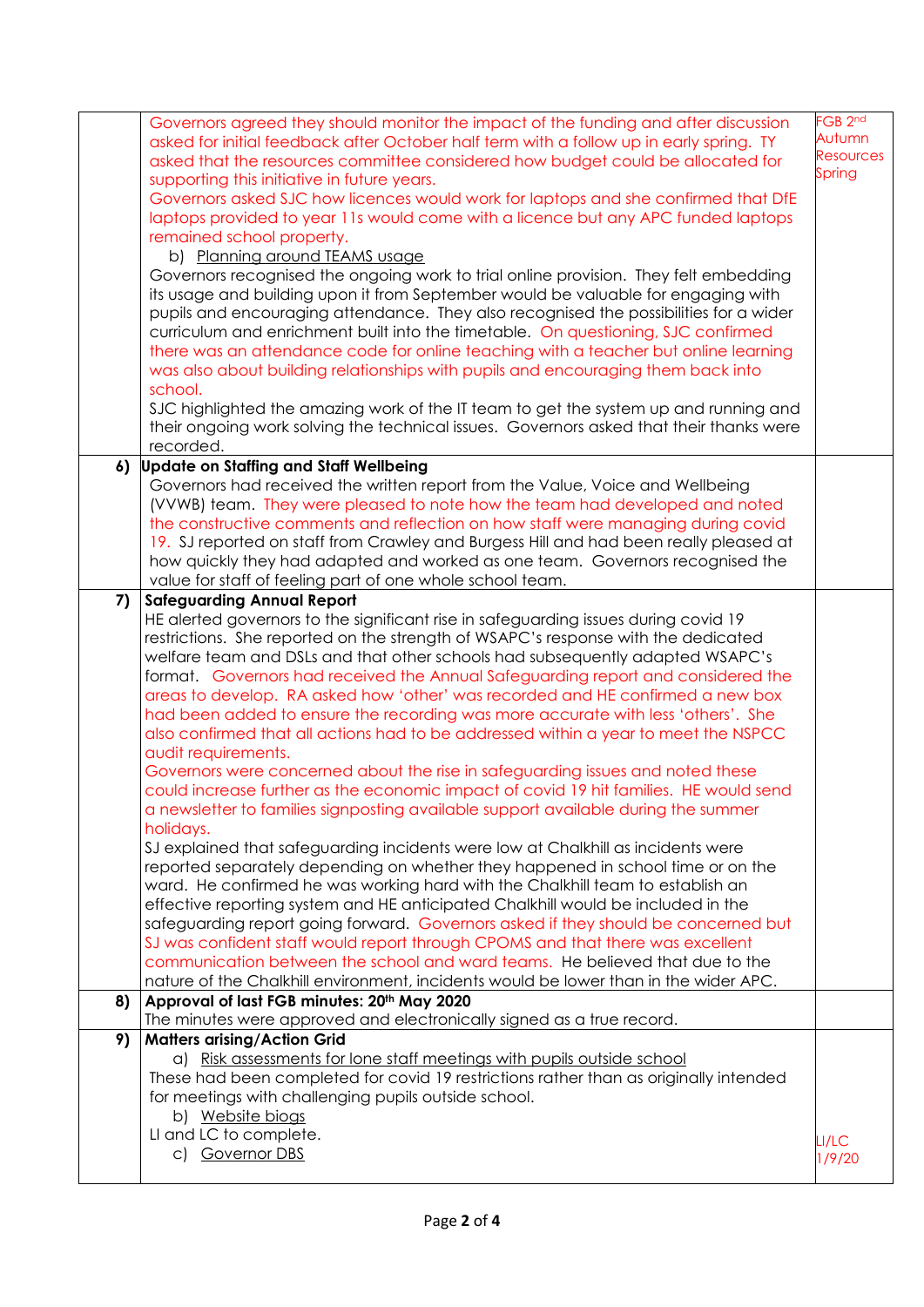| | | |
|---|---|---|
| | Governors agreed they should monitor the impact of the funding and after discussion asked for initial feedback after October half term with a follow up in early spring. TY asked that the resources committee considered how budget could be allocated for supporting this initiative in future years.<br>Governors asked SJC how licences would work for laptops and she confirmed that DfE laptops provided to year 11s would come with a licence but any APC funded laptops remained school property.<br>b) Planning around TEAMS usage<br>Governors recognised the ongoing work to trial online provision. They felt embedding its usage and building upon it from September would be valuable for engaging with pupils and encouraging attendance. They also recognised the possibilities for a wider curriculum and enrichment built into the timetable. On questioning, SJC confirmed there was an attendance code for online teaching with a teacher but online learning was also about building relationships with pupils and encouraging them back into school.<br>SJC highlighted the amazing work of the IT team to get the system up and running and their ongoing work solving the technical issues. Governors asked that their thanks were recorded. | FGB 2nd Autumn<br>Resources Spring |
| 6) | **Update on Staffing and Staff Wellbeing**<br>Governors had received the written report from the Value, Voice and Wellbeing (VVWB) team. They were pleased to note how the team had developed and noted the constructive comments and reflection on how staff were managing during covid 19. SJ reported on staff from Crawley and Burgess Hill and had been really pleased at how quickly they had adapted and worked as one team. Governors recognised the value for staff of feeling part of one whole school team. | |
| 7) | **Safeguarding Annual Report**<br>HE alerted governors to the significant rise in safeguarding issues during covid 19 restrictions. She reported on the strength of WSAPC's response with the dedicated welfare team and DSLs and that other schools had subsequently adapted WSAPC's format. Governors had received the Annual Safeguarding report and considered the areas to develop. RA asked how 'other' was recorded and HE confirmed a new box had been added to ensure the recording was more accurate with less 'others'. She also confirmed that all actions had to be addressed within a year to meet the NSPCC audit requirements.<br>Governors were concerned about the rise in safeguarding issues and noted these could increase further as the economic impact of covid 19 hit families. HE would send a newsletter to families signposting available support available during the summer holidays.<br>SJ explained that safeguarding incidents were low at Chalkhill as incidents were reported separately depending on whether they happened in school time or on the ward. He confirmed he was working hard with the Chalkhill team to establish an effective reporting system and HE anticipated Chalkhill would be included in the safeguarding report going forward. Governors asked if they should be concerned but SJ was confident staff would report through CPOMS and that there was excellent communication between the school and ward teams. He believed that due to the nature of the Chalkhill environment, incidents would be lower than in the wider APC. | |
| 8) | **Approval of last FGB minutes: 20th May 2020**<br>The minutes were approved and electronically signed as a true record. | |
| 9) | **Matters arising/Action Grid**<br>a) Risk assessments for lone staff meetings with pupils outside school<br>These had been completed for covid 19 restrictions rather than as originally intended for meetings with challenging pupils outside school.<br>b) Website biogs<br>LI and LC to complete.<br>c) Governor DBS | LI/LC<br>1/9/20 |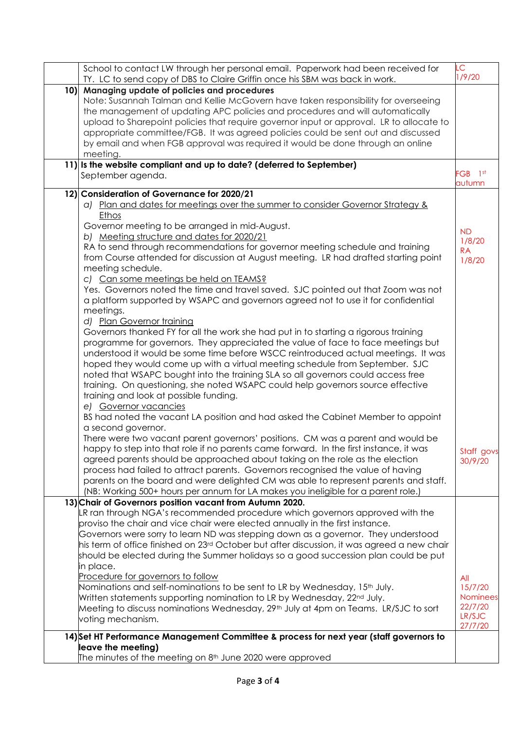| | | |
|---|---|---|
| | School to contact LW through her personal email. Paperwork had been received for TY. LC to send copy of DBS to Claire Griffin once his SBM was back in work. | LC 1/9/20 |
| **10)** | **Managing update of policies and procedures**<br>Note: Susannah Talman and Kellie McGovern have taken responsibility for overseeing the management of updating APC policies and procedures and will automatically upload to Sharepoint policies that require governor input or approval. LR to allocate to appropriate committee/FGB. It was agreed policies could be sent out and discussed by email and when FGB approval was required it would be done through an online meeting. | |
| **11)** | **Is the website compliant and up to date? (deferred to September)**<br>September agenda. | FGB 1st autumn |
| **12)** | **Consideration of Governance for 2020/21**<br>*a)* Plan and dates for meetings over the summer to consider Governor Strategy & Ethos<br>Governor meeting to be arranged in mid-August.<br>*b)* Meeting structure and dates for 2020/21<br>RA to send through recommendations for governor meeting schedule and training from Course attended for discussion at August meeting. LR had drafted starting point meeting schedule.<br>*c)* Can some meetings be held on TEAMS?<br>Yes. Governors noted the time and travel saved. SJC pointed out that Zoom was not a platform supported by WSAPC and governors agreed not to use it for confidential meetings.<br>*d)* Plan Governor training<br>Governors thanked FY for all the work she had put in to starting a rigorous training programme for governors. They appreciated the value of face to face meetings but understood it would be some time before WSCC reintroduced actual meetings. It was hoped they would come up with a virtual meeting schedule from September. SJC noted that WSAPC bought into the training SLA so all governors could access free training. On questioning, she noted WSAPC could help governors source effective training and look at possible funding.<br>*e)* Governor vacancies<br>BS had noted the vacant LA position and had asked the Cabinet Member to appoint a second governor.<br>There were two vacant parent governors' positions. CM was a parent and would be happy to step into that role if no parents came forward. In the first instance, it was agreed parents should be approached about taking on the role as the election process had failed to attract parents. Governors recognised the value of having parents on the board and were delighted CM was able to represent parents and staff. (NB: Working 500+ hours per annum for LA makes you ineligible for a parent role.) | ND 1/8/20<br>RA 1/8/20<br><br>Staff govs 30/9/20 |
| **13)** | **Chair of Governors position vacant from Autumn 2020.**<br>LR ran through NGA's recommended procedure which governors approved with the proviso the chair and vice chair were elected annually in the first instance.<br>Governors were sorry to learn ND was stepping down as a governor. They understood his term of office finished on 23rd October but after discussion, it was agreed a new chair should be elected during the Summer holidays so a good succession plan could be put in place.<br>Procedure for governors to follow<br>Nominations and self-nominations to be sent to LR by Wednesday, 15th July.<br>Written statements supporting nomination to LR by Wednesday, 22nd July.<br>Meeting to discuss nominations Wednesday, 29th July at 4pm on Teams. LR/SJC to sort voting mechanism. | All 15/7/20<br>Nominees 22/7/20<br>LR/SJC 27/7/20 |
| **14)** | **Set HT Performance Management Committee & process for next year (staff governors to leave the meeting)**<br>The minutes of the meeting on 8th June 2020 were approved | |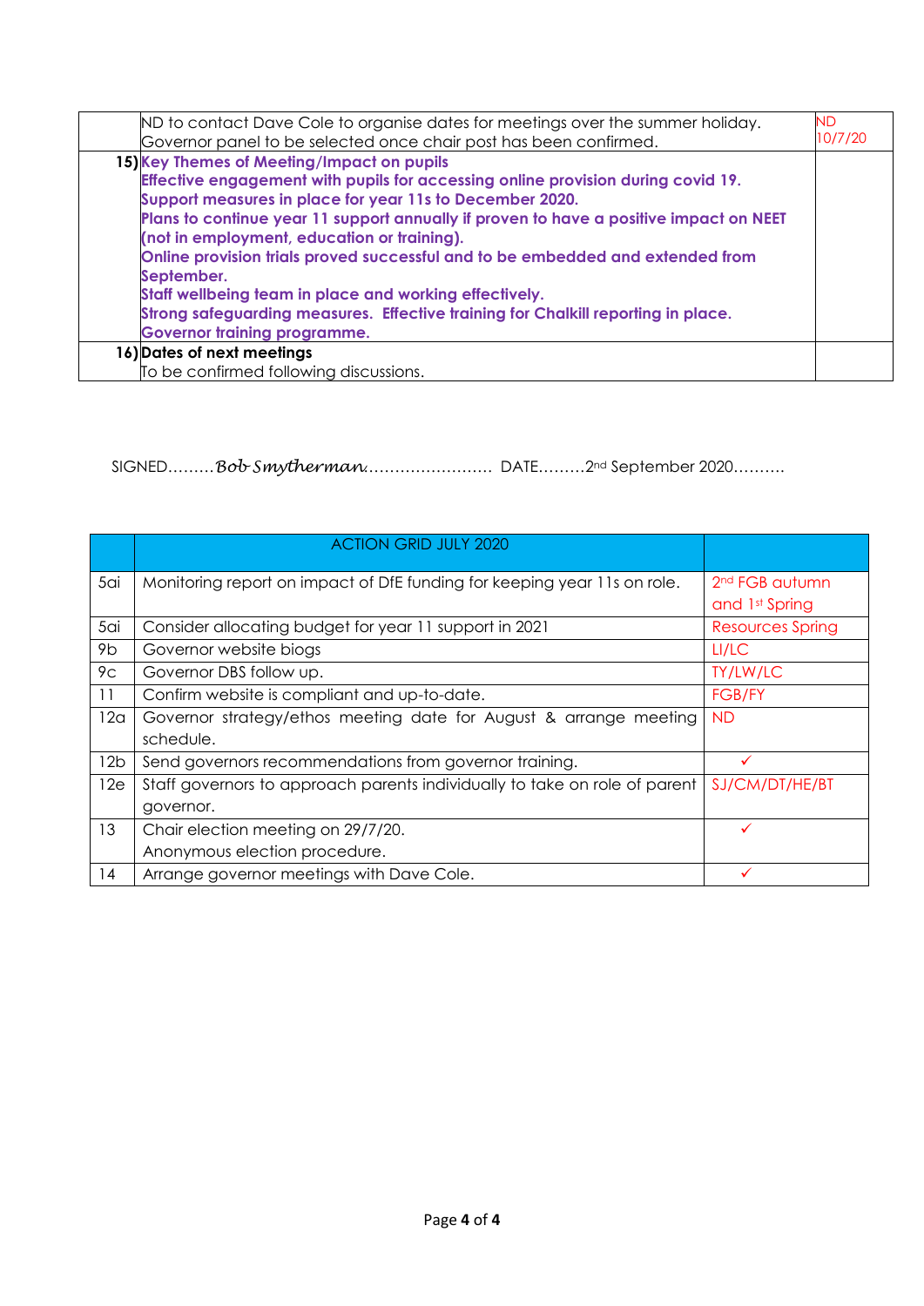| | | |
|---|---|---|
| | ND to contact Dave Cole to organise dates for meetings over the summer holiday. Governor panel to be selected once chair post has been confirmed. | ND 10/7/20 |
| **15)** | **Key Themes of Meeting/Impact on pupils**<br>**Effective engagement with pupils for accessing online provision during covid 19.**<br>**Support measures in place for year 11s to December 2020.**<br>**Plans to continue year 11 support annually if proven to have a positive impact on NEET (not in employment, education or training).**<br>**Online provision trials proved successful and to be embedded and extended from September.**<br>**Staff wellbeing team in place and working effectively.**<br>**Strong safeguarding measures. Effective training for Chalkill reporting in place.**<br>**Governor training programme.** | |
| **16)** | **Dates of next meetings**<br>To be confirmed following discussions. | |

SIGNED………*Bob Smytherman*…………………… DATE………2nd September 2020……….

| | ACTION GRID JULY 2020 | |
|---|---|---|
| 5ai | Monitoring report on impact of DfE funding for keeping year 11s on role. | 2nd FGB autumn and 1st Spring |
| 5ai | Consider allocating budget for year 11 support in 2021 | Resources Spring |
| 9b | Governor website biogs | LI/LC |
| 9c | Governor DBS follow up. | TY/LW/LC |
| 11 | Confirm website is compliant and up-to-date. | FGB/FY |
| 12a | Governor strategy/ethos meeting date for August & arrange meeting schedule. | ND |
| 12b | Send governors recommendations from governor training. | ✓ |
| 12e | Staff governors to approach parents individually to take on role of parent governor. | SJ/CM/DT/HE/BT |
| 13 | Chair election meeting on 29/7/20.<br>Anonymous election procedure. | ✓ |
| 14 | Arrange governor meetings with Dave Cole. | ✓ |